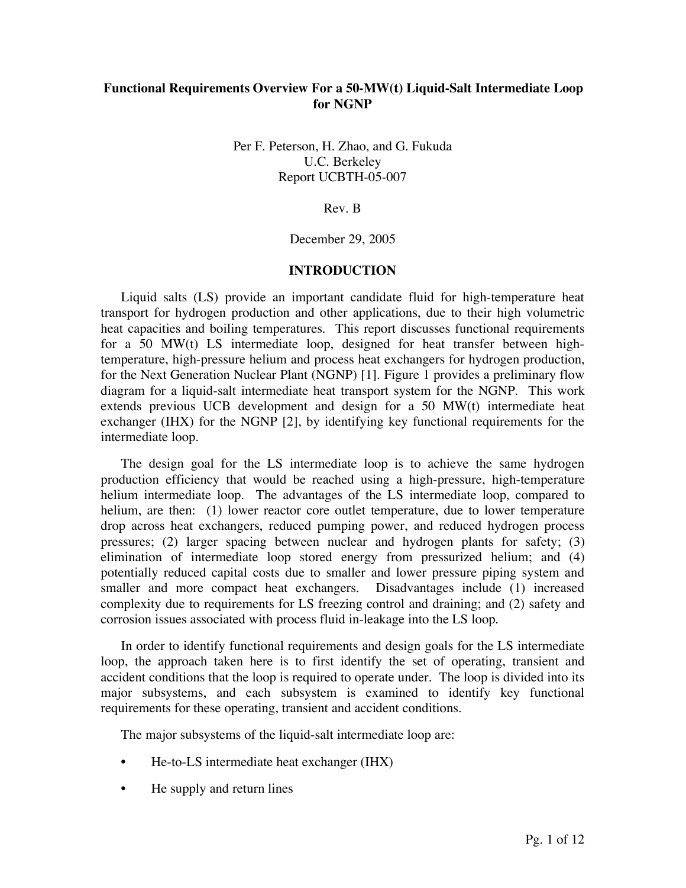# Functional Requirements Overview For a 50-MW(t) Liquid-Salt Intermediate Loop for NGNP

Per F. Peterson, H. Zhao, and G. Fukuda
U.C. Berkeley
Report UCBTH-05-007

Rev. B

December 29, 2005

## INTRODUCTION

Liquid salts (LS) provide an important candidate fluid for high-temperature heat transport for hydrogen production and other applications, due to their high volumetric heat capacities and boiling temperatures. This report discusses functional requirements for a 50 MW(t) LS intermediate loop, designed for heat transfer between high-temperature, high-pressure helium and process heat exchangers for hydrogen production, for the Next Generation Nuclear Plant (NGNP) [1]. Figure 1 provides a preliminary flow diagram for a liquid-salt intermediate heat transport system for the NGNP. This work extends previous UCB development and design for a 50 MW(t) intermediate heat exchanger (IHX) for the NGNP [2], by identifying key functional requirements for the intermediate loop.

The design goal for the LS intermediate loop is to achieve the same hydrogen production efficiency that would be reached using a high-pressure, high-temperature helium intermediate loop. The advantages of the LS intermediate loop, compared to helium, are then: (1) lower reactor core outlet temperature, due to lower temperature drop across heat exchangers, reduced pumping power, and reduced hydrogen process pressures; (2) larger spacing between nuclear and hydrogen plants for safety; (3) elimination of intermediate loop stored energy from pressurized helium; and (4) potentially reduced capital costs due to smaller and lower pressure piping system and smaller and more compact heat exchangers. Disadvantages include (1) increased complexity due to requirements for LS freezing control and draining; and (2) safety and corrosion issues associated with process fluid in-leakage into the LS loop.

In order to identify functional requirements and design goals for the LS intermediate loop, the approach taken here is to first identify the set of operating, transient and accident conditions that the loop is required to operate under. The loop is divided into its major subsystems, and each subsystem is examined to identify key functional requirements for these operating, transient and accident conditions.

The major subsystems of the liquid-salt intermediate loop are:

- He-to-LS intermediate heat exchanger (IHX)
- He supply and return lines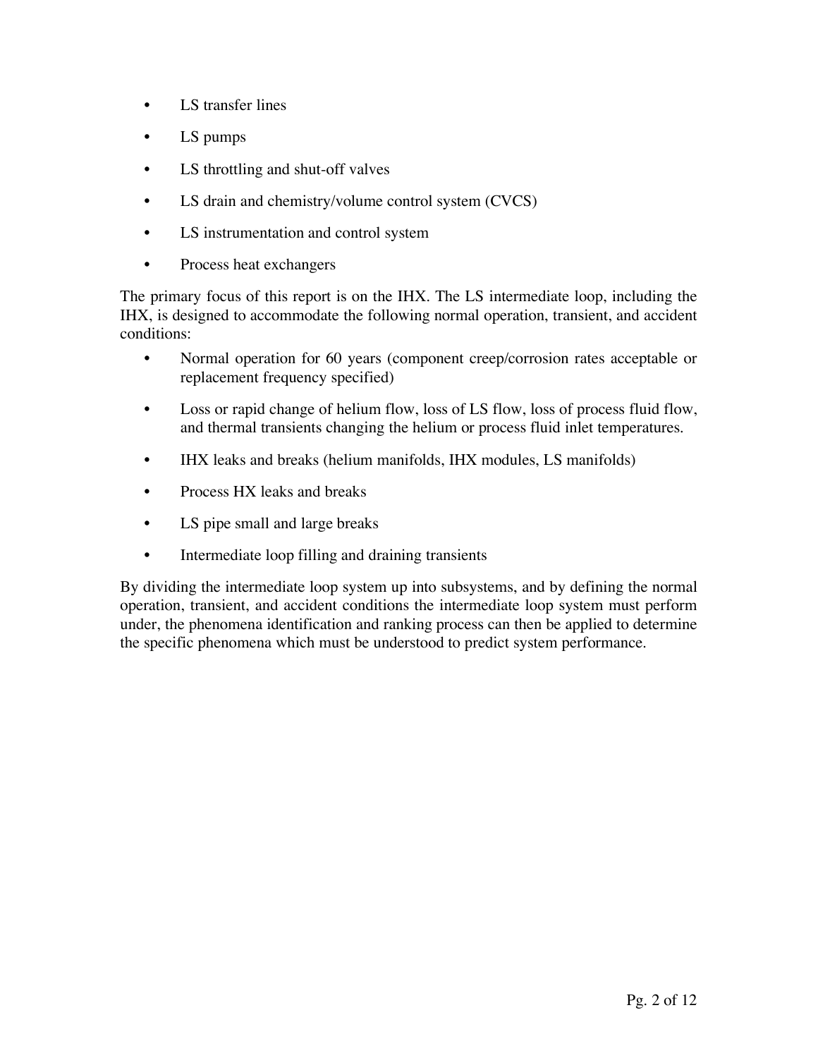- LS transfer lines
- LS pumps
- LS throttling and shut-off valves
- LS drain and chemistry/volume control system (CVCS)
- LS instrumentation and control system
- Process heat exchangers

The primary focus of this report is on the IHX. The LS intermediate loop, including the IHX, is designed to accommodate the following normal operation, transient, and accident conditions:

- Normal operation for 60 years (component creep/corrosion rates acceptable or replacement frequency specified)
- Loss or rapid change of helium flow, loss of LS flow, loss of process fluid flow, and thermal transients changing the helium or process fluid inlet temperatures.
- IHX leaks and breaks (helium manifolds, IHX modules, LS manifolds)
- Process HX leaks and breaks
- LS pipe small and large breaks
- Intermediate loop filling and draining transients

By dividing the intermediate loop system up into subsystems, and by defining the normal operation, transient, and accident conditions the intermediate loop system must perform under, the phenomena identification and ranking process can then be applied to determine the specific phenomena which must be understood to predict system performance.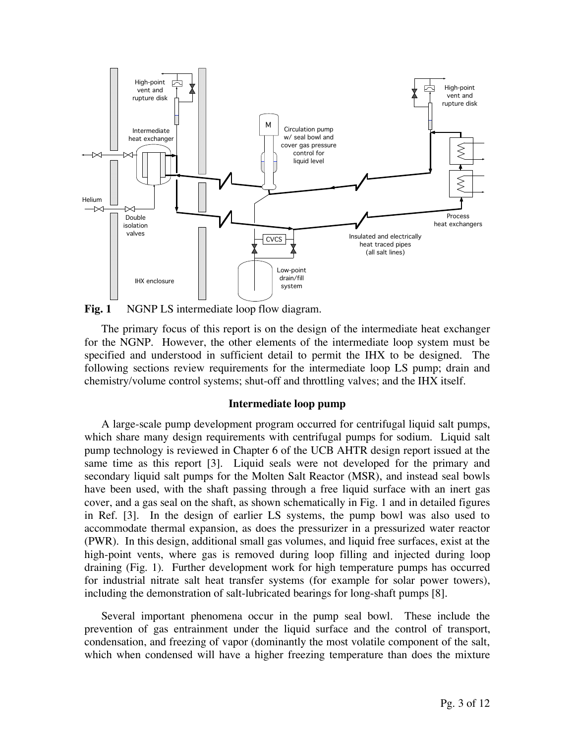**Fig. 1** NGNP LS intermediate loop flow diagram.

The primary focus of this report is on the design of the intermediate heat exchanger for the NGNP. However, the other elements of the intermediate loop system must be specified and understood in sufficient detail to permit the IHX to be designed. The following sections review requirements for the intermediate loop LS pump; drain and chemistry/volume control systems; shut-off and throttling valves; and the IHX itself.

## Intermediate loop pump

A large-scale pump development program occurred for centrifugal liquid salt pumps, which share many design requirements with centrifugal pumps for sodium. Liquid salt pump technology is reviewed in Chapter 6 of the UCB AHTR design report issued at the same time as this report [3]. Liquid seals were not developed for the primary and secondary liquid salt pumps for the Molten Salt Reactor (MSR), and instead seal bowls have been used, with the shaft passing through a free liquid surface with an inert gas cover, and a gas seal on the shaft, as shown schematically in Fig. 1 and in detailed figures in Ref. [3]. In the design of earlier LS systems, the pump bowl was also used to accommodate thermal expansion, as does the pressurizer in a pressurized water reactor (PWR). In this design, additional small gas volumes, and liquid free surfaces, exist at the high-point vents, where gas is removed during loop filling and injected during loop draining (Fig. 1). Further development work for high temperature pumps has occurred for industrial nitrate salt heat transfer systems (for example for solar power towers), including the demonstration of salt-lubricated bearings for long-shaft pumps [8].

Several important phenomena occur in the pump seal bowl. These include the prevention of gas entrainment under the liquid surface and the control of transport, condensation, and freezing of vapor (dominantly the most volatile component of the salt, which when condensed will have a higher freezing temperature than does the mixture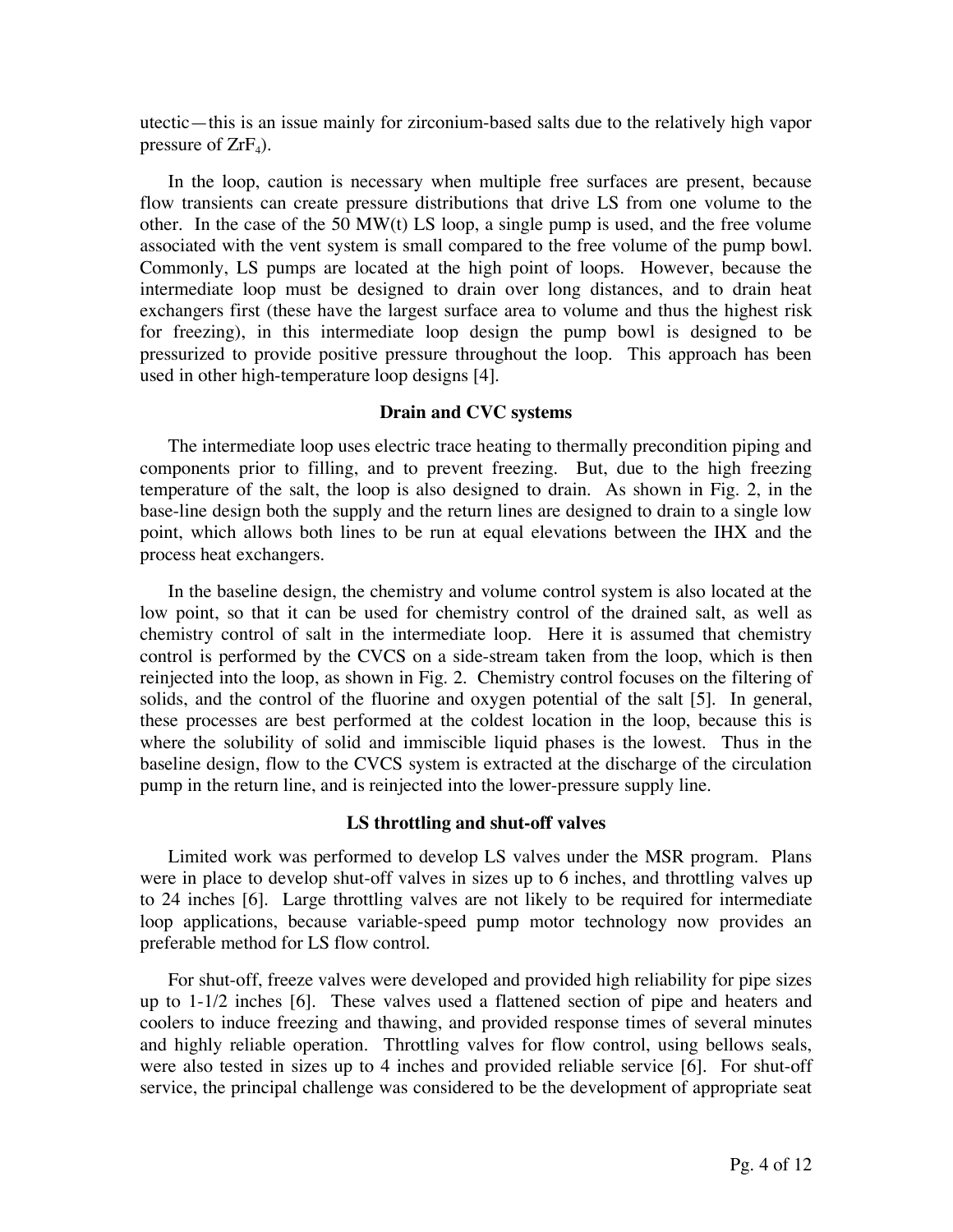utectic—this is an issue mainly for zirconium-based salts due to the relatively high vapor pressure of $ZrF_4$).

In the loop, caution is necessary when multiple free surfaces are present, because flow transients can create pressure distributions that drive LS from one volume to the other. In the case of the 50 MW(t) LS loop, a single pump is used, and the free volume associated with the vent system is small compared to the free volume of the pump bowl. Commonly, LS pumps are located at the high point of loops. However, because the intermediate loop must be designed to drain over long distances, and to drain heat exchangers first (these have the largest surface area to volume and thus the highest risk for freezing), in this intermediate loop design the pump bowl is designed to be pressurized to provide positive pressure throughout the loop. This approach has been used in other high-temperature loop designs [4].

### Drain and CVC systems

The intermediate loop uses electric trace heating to thermally precondition piping and components prior to filling, and to prevent freezing. But, due to the high freezing temperature of the salt, the loop is also designed to drain. As shown in Fig. 2, in the base-line design both the supply and the return lines are designed to drain to a single low point, which allows both lines to be run at equal elevations between the IHX and the process heat exchangers.

In the baseline design, the chemistry and volume control system is also located at the low point, so that it can be used for chemistry control of the drained salt, as well as chemistry control of salt in the intermediate loop. Here it is assumed that chemistry control is performed by the CVCS on a side-stream taken from the loop, which is then reinjected into the loop, as shown in Fig. 2. Chemistry control focuses on the filtering of solids, and the control of the fluorine and oxygen potential of the salt [5]. In general, these processes are best performed at the coldest location in the loop, because this is where the solubility of solid and immiscible liquid phases is the lowest. Thus in the baseline design, flow to the CVCS system is extracted at the discharge of the circulation pump in the return line, and is reinjected into the lower-pressure supply line.

### LS throttling and shut-off valves

Limited work was performed to develop LS valves under the MSR program. Plans were in place to develop shut-off valves in sizes up to 6 inches, and throttling valves up to 24 inches [6]. Large throttling valves are not likely to be required for intermediate loop applications, because variable-speed pump motor technology now provides an preferable method for LS flow control.

For shut-off, freeze valves were developed and provided high reliability for pipe sizes up to 1-1/2 inches [6]. These valves used a flattened section of pipe and heaters and coolers to induce freezing and thawing, and provided response times of several minutes and highly reliable operation. Throttling valves for flow control, using bellows seals, were also tested in sizes up to 4 inches and provided reliable service [6]. For shut-off service, the principal challenge was considered to be the development of appropriate seat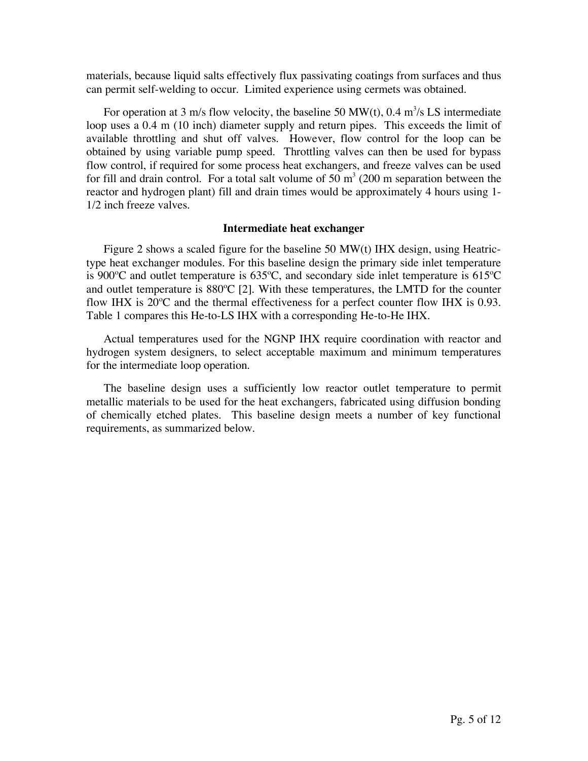materials, because liquid salts effectively flux passivating coatings from surfaces and thus can permit self-welding to occur. Limited experience using cermets was obtained.

For operation at 3 m/s flow velocity, the baseline 50 MW(t), 0.4 $m^3$/s LS intermediate loop uses a 0.4 m (10 inch) diameter supply and return pipes. This exceeds the limit of available throttling and shut off valves. However, flow control for the loop can be obtained by using variable pump speed. Throttling valves can then be used for bypass flow control, if required for some process heat exchangers, and freeze valves can be used for fill and drain control. For a total salt volume of 50 $m^3$ (200 m separation between the reactor and hydrogen plant) fill and drain times would be approximately 4 hours using 1-1/2 inch freeze valves.

### Intermediate heat exchanger

Figure 2 shows a scaled figure for the baseline 50 MW(t) IHX design, using Heatric-type heat exchanger modules. For this baseline design the primary side inlet temperature is 900ºC and outlet temperature is 635ºC, and secondary side inlet temperature is 615ºC and outlet temperature is 880ºC [2]. With these temperatures, the LMTD for the counter flow IHX is 20ºC and the thermal effectiveness for a perfect counter flow IHX is 0.93. Table 1 compares this He-to-LS IHX with a corresponding He-to-He IHX.

Actual temperatures used for the NGNP IHX require coordination with reactor and hydrogen system designers, to select acceptable maximum and minimum temperatures for the intermediate loop operation.

The baseline design uses a sufficiently low reactor outlet temperature to permit metallic materials to be used for the heat exchangers, fabricated using diffusion bonding of chemically etched plates. This baseline design meets a number of key functional requirements, as summarized below.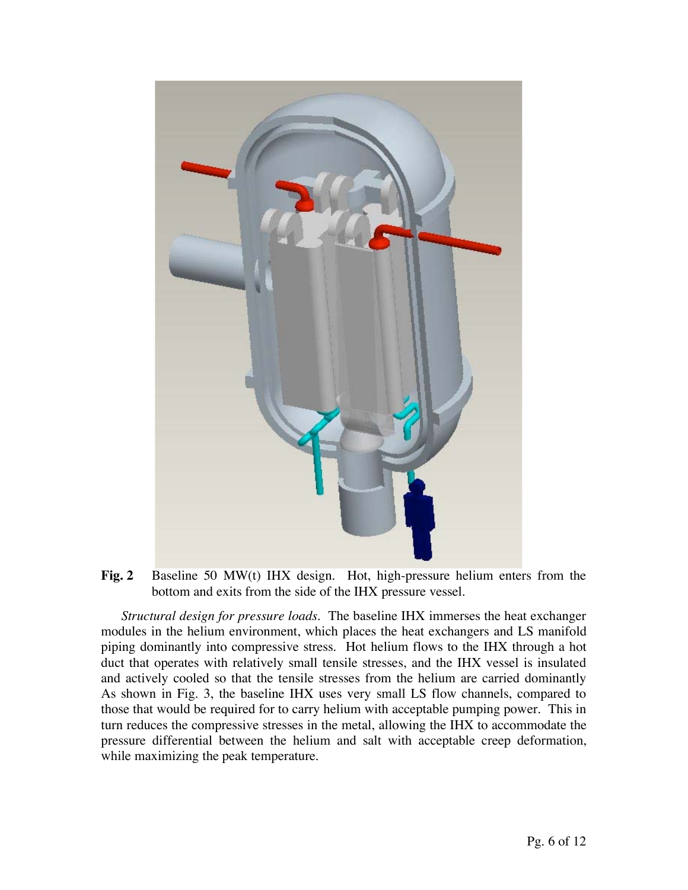**Fig. 2** Baseline 50 MW(t) IHX design. Hot, high-pressure helium enters from the bottom and exits from the side of the IHX pressure vessel.

*Structural design for pressure loads*. The baseline IHX immerses the heat exchanger modules in the helium environment, which places the heat exchangers and LS manifold piping dominantly into compressive stress. Hot helium flows to the IHX through a hot duct that operates with relatively small tensile stresses, and the IHX vessel is insulated and actively cooled so that the tensile stresses from the helium are carried dominantly As shown in Fig. 3, the baseline IHX uses very small LS flow channels, compared to those that would be required for to carry helium with acceptable pumping power. This in turn reduces the compressive stresses in the metal, allowing the IHX to accommodate the pressure differential between the helium and salt with acceptable creep deformation, while maximizing the peak temperature.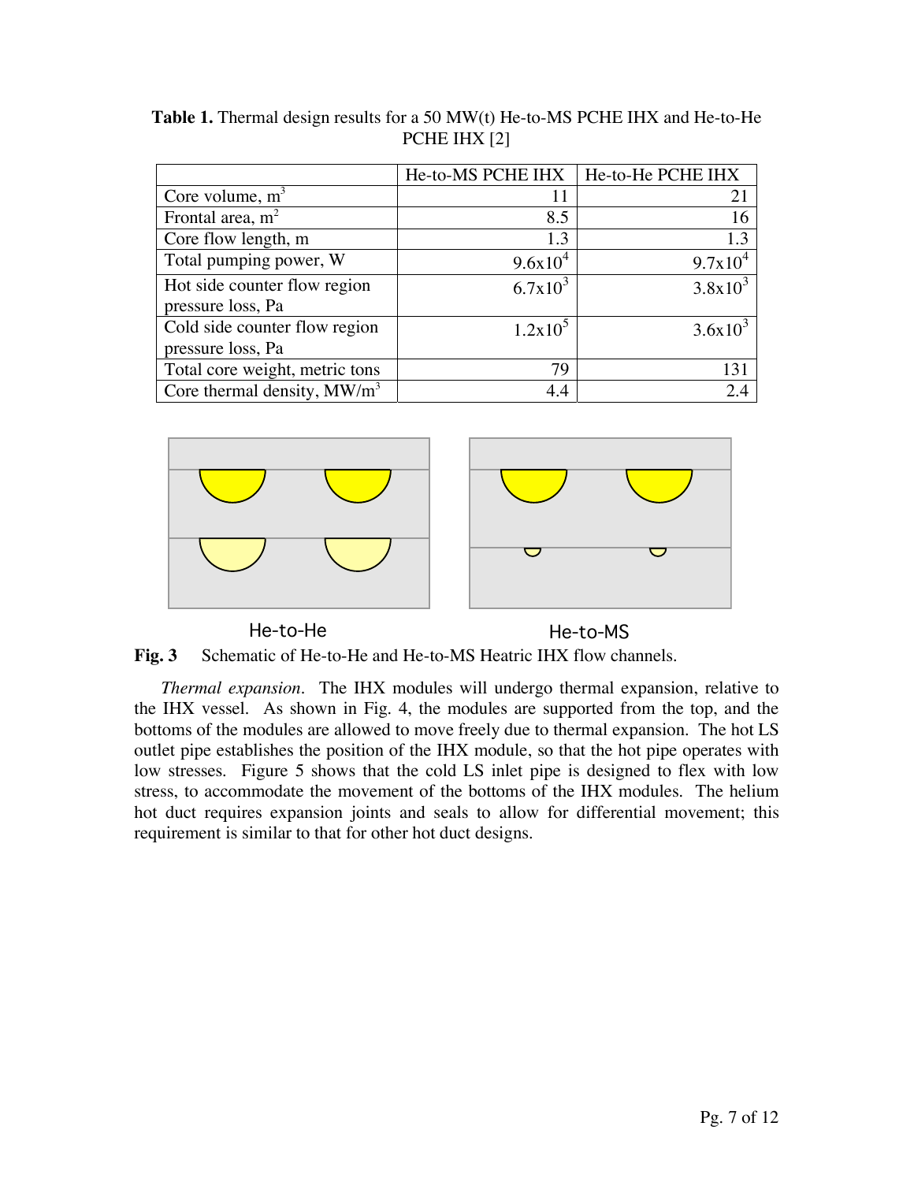**Table 1.** Thermal design results for a 50 MW(t) He-to-MS PCHE IHX and He-to-He PCHE IHX [2]

| | He-to-MS PCHE IHX | He-to-He PCHE IHX |
|---|---|---|
| Core volume, $m^3$ | 11 | 21 |
| Frontal area, $m^2$ | 8.5 | 16 |
| Core flow length, m | 1.3 | 1.3 |
| Total pumping power, W | $9.6 \times 10^4$ | $9.7 \times 10^4$ |
| Hot side counter flow region pressure loss, Pa | $6.7 \times 10^3$ | $3.8 \times 10^3$ |
| Cold side counter flow region pressure loss, Pa | $1.2 \times 10^5$ | $3.6 \times 10^3$ |
| Total core weight, metric tons | 79 | 131 |
| Core thermal density, $MW/m^3$ | 4.4 | 2.4 |

He-to-He He-to-MS

**Fig. 3** Schematic of He-to-He and He-to-MS Heatric IHX flow channels.

*Thermal expansion*. The IHX modules will undergo thermal expansion, relative to the IHX vessel. As shown in Fig. 4, the modules are supported from the top, and the bottoms of the modules are allowed to move freely due to thermal expansion. The hot LS outlet pipe establishes the position of the IHX module, so that the hot pipe operates with low stresses. Figure 5 shows that the cold LS inlet pipe is designed to flex with low stress, to accommodate the movement of the bottoms of the IHX modules. The helium hot duct requires expansion joints and seals to allow for differential movement; this requirement is similar to that for other hot duct designs.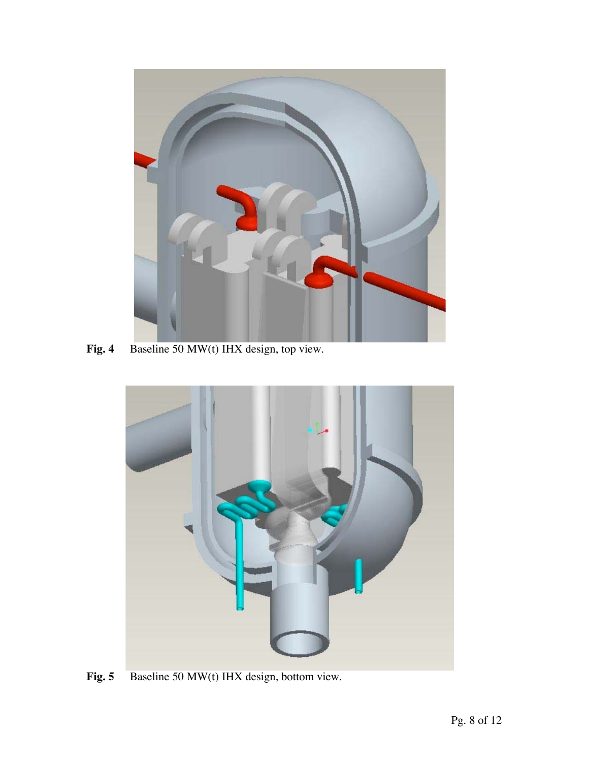**Fig. 4** Baseline 50 MW(t) IHX design, top view.

**Fig. 5** Baseline 50 MW(t) IHX design, bottom view.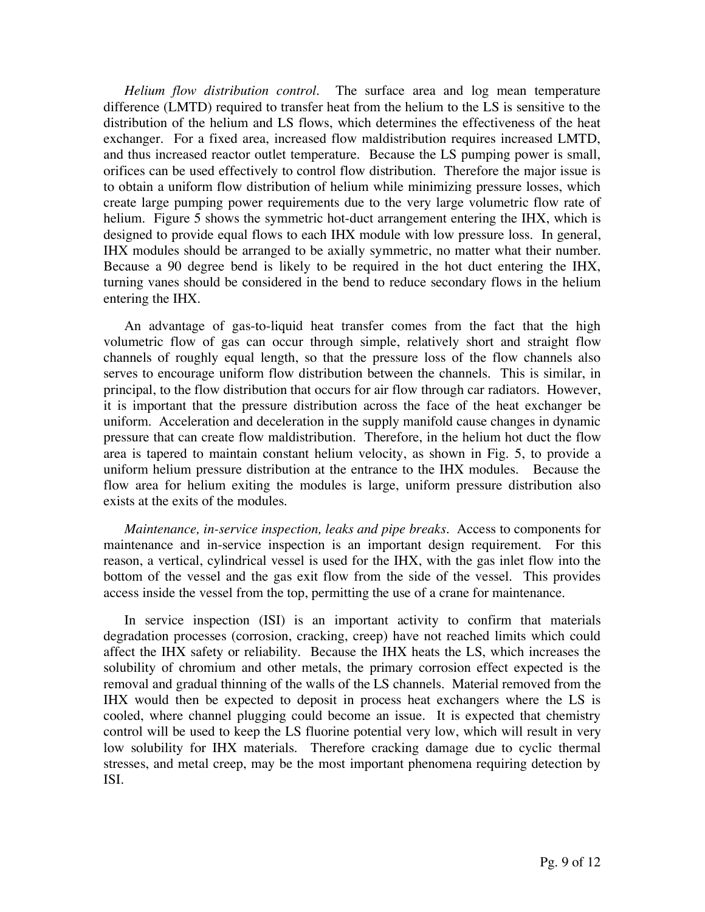*Helium flow distribution control*. The surface area and log mean temperature difference (LMTD) required to transfer heat from the helium to the LS is sensitive to the distribution of the helium and LS flows, which determines the effectiveness of the heat exchanger. For a fixed area, increased flow maldistribution requires increased LMTD, and thus increased reactor outlet temperature. Because the LS pumping power is small, orifices can be used effectively to control flow distribution. Therefore the major issue is to obtain a uniform flow distribution of helium while minimizing pressure losses, which create large pumping power requirements due to the very large volumetric flow rate of helium. Figure 5 shows the symmetric hot-duct arrangement entering the IHX, which is designed to provide equal flows to each IHX module with low pressure loss. In general, IHX modules should be arranged to be axially symmetric, no matter what their number. Because a 90 degree bend is likely to be required in the hot duct entering the IHX, turning vanes should be considered in the bend to reduce secondary flows in the helium entering the IHX.

An advantage of gas-to-liquid heat transfer comes from the fact that the high volumetric flow of gas can occur through simple, relatively short and straight flow channels of roughly equal length, so that the pressure loss of the flow channels also serves to encourage uniform flow distribution between the channels. This is similar, in principal, to the flow distribution that occurs for air flow through car radiators. However, it is important that the pressure distribution across the face of the heat exchanger be uniform. Acceleration and deceleration in the supply manifold cause changes in dynamic pressure that can create flow maldistribution. Therefore, in the helium hot duct the flow area is tapered to maintain constant helium velocity, as shown in Fig. 5, to provide a uniform helium pressure distribution at the entrance to the IHX modules. Because the flow area for helium exiting the modules is large, uniform pressure distribution also exists at the exits of the modules.

*Maintenance, in-service inspection, leaks and pipe breaks*. Access to components for maintenance and in-service inspection is an important design requirement. For this reason, a vertical, cylindrical vessel is used for the IHX, with the gas inlet flow into the bottom of the vessel and the gas exit flow from the side of the vessel. This provides access inside the vessel from the top, permitting the use of a crane for maintenance.

In service inspection (ISI) is an important activity to confirm that materials degradation processes (corrosion, cracking, creep) have not reached limits which could affect the IHX safety or reliability. Because the IHX heats the LS, which increases the solubility of chromium and other metals, the primary corrosion effect expected is the removal and gradual thinning of the walls of the LS channels. Material removed from the IHX would then be expected to deposit in process heat exchangers where the LS is cooled, where channel plugging could become an issue. It is expected that chemistry control will be used to keep the LS fluorine potential very low, which will result in very low solubility for IHX materials. Therefore cracking damage due to cyclic thermal stresses, and metal creep, may be the most important phenomena requiring detection by ISI.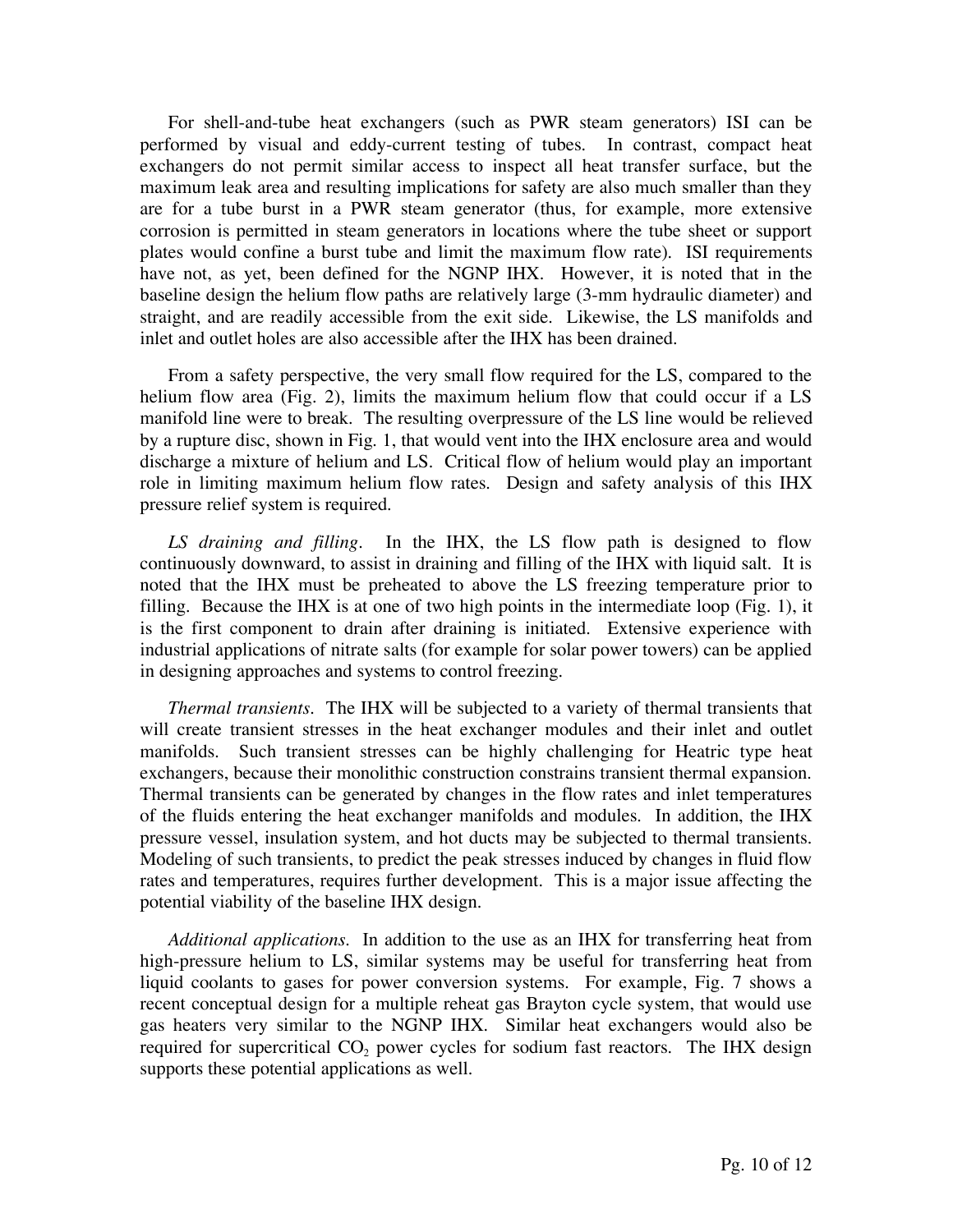For shell-and-tube heat exchangers (such as PWR steam generators) ISI can be performed by visual and eddy-current testing of tubes. In contrast, compact heat exchangers do not permit similar access to inspect all heat transfer surface, but the maximum leak area and resulting implications for safety are also much smaller than they are for a tube burst in a PWR steam generator (thus, for example, more extensive corrosion is permitted in steam generators in locations where the tube sheet or support plates would confine a burst tube and limit the maximum flow rate). ISI requirements have not, as yet, been defined for the NGNP IHX. However, it is noted that in the baseline design the helium flow paths are relatively large (3-mm hydraulic diameter) and straight, and are readily accessible from the exit side. Likewise, the LS manifolds and inlet and outlet holes are also accessible after the IHX has been drained.

From a safety perspective, the very small flow required for the LS, compared to the helium flow area (Fig. 2), limits the maximum helium flow that could occur if a LS manifold line were to break. The resulting overpressure of the LS line would be relieved by a rupture disc, shown in Fig. 1, that would vent into the IHX enclosure area and would discharge a mixture of helium and LS. Critical flow of helium would play an important role in limiting maximum helium flow rates. Design and safety analysis of this IHX pressure relief system is required.

*LS draining and filling*. In the IHX, the LS flow path is designed to flow continuously downward, to assist in draining and filling of the IHX with liquid salt. It is noted that the IHX must be preheated to above the LS freezing temperature prior to filling. Because the IHX is at one of two high points in the intermediate loop (Fig. 1), it is the first component to drain after draining is initiated. Extensive experience with industrial applications of nitrate salts (for example for solar power towers) can be applied in designing approaches and systems to control freezing.

*Thermal transients*. The IHX will be subjected to a variety of thermal transients that will create transient stresses in the heat exchanger modules and their inlet and outlet manifolds. Such transient stresses can be highly challenging for Heatric type heat exchangers, because their monolithic construction constrains transient thermal expansion. Thermal transients can be generated by changes in the flow rates and inlet temperatures of the fluids entering the heat exchanger manifolds and modules. In addition, the IHX pressure vessel, insulation system, and hot ducts may be subjected to thermal transients. Modeling of such transients, to predict the peak stresses induced by changes in fluid flow rates and temperatures, requires further development. This is a major issue affecting the potential viability of the baseline IHX design.

*Additional applications*. In addition to the use as an IHX for transferring heat from high-pressure helium to LS, similar systems may be useful for transferring heat from liquid coolants to gases for power conversion systems. For example, Fig. 7 shows a recent conceptual design for a multiple reheat gas Brayton cycle system, that would use gas heaters very similar to the NGNP IHX. Similar heat exchangers would also be required for supercritical $CO_2$ power cycles for sodium fast reactors. The IHX design supports these potential applications as well.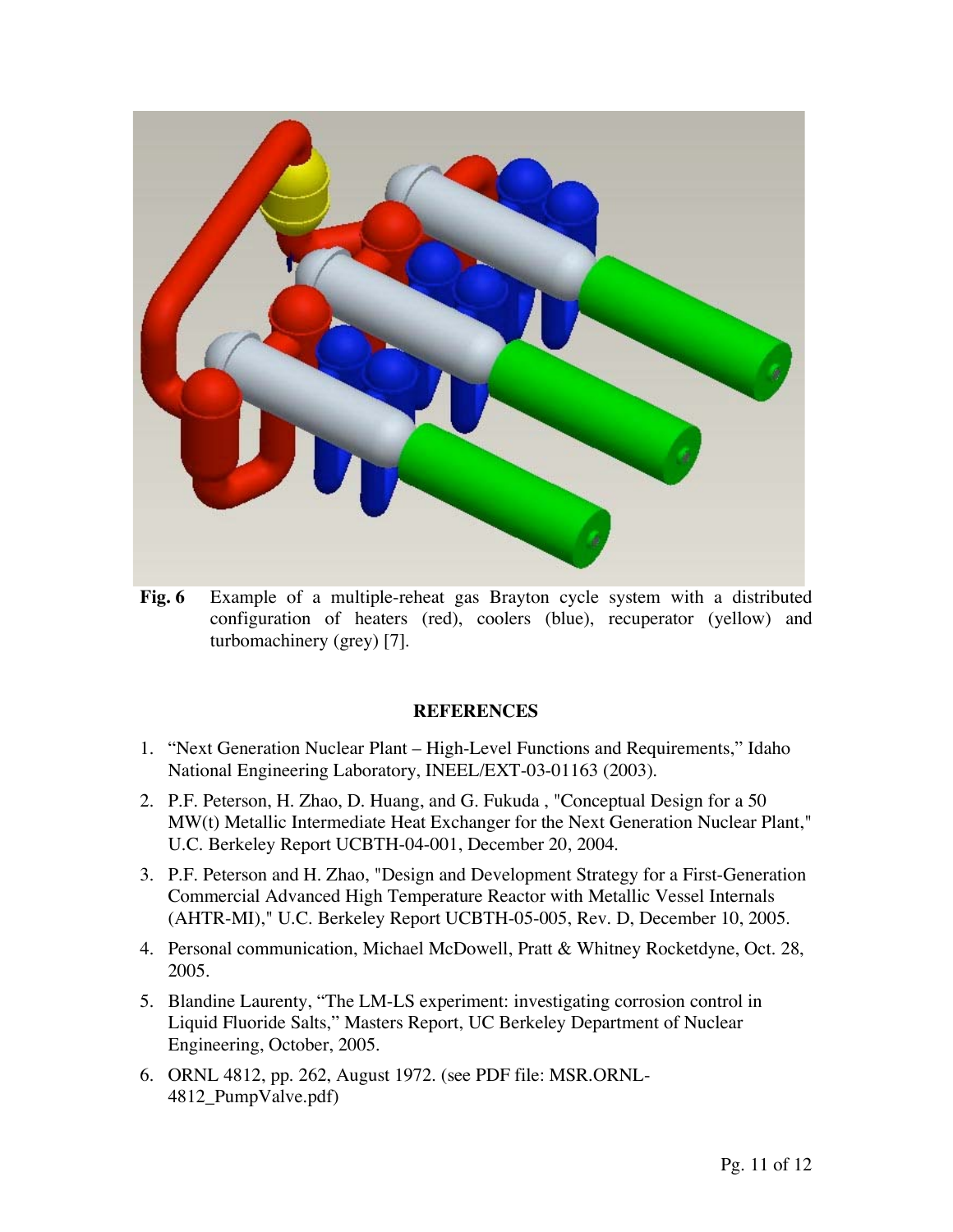**Fig. 6** Example of a multiple-reheat gas Brayton cycle system with a distributed configuration of heaters (red), coolers (blue), recuperator (yellow) and turbomachinery (grey) [7].

## REFERENCES

1. "Next Generation Nuclear Plant – High-Level Functions and Requirements," Idaho National Engineering Laboratory, INEEL/EXT-03-01163 (2003).
2. P.F. Peterson, H. Zhao, D. Huang, and G. Fukuda , "Conceptual Design for a 50 MW(t) Metallic Intermediate Heat Exchanger for the Next Generation Nuclear Plant," U.C. Berkeley Report UCBTH-04-001, December 20, 2004.
3. P.F. Peterson and H. Zhao, "Design and Development Strategy for a First-Generation Commercial Advanced High Temperature Reactor with Metallic Vessel Internals (AHTR-MI)," U.C. Berkeley Report UCBTH-05-005, Rev. D, December 10, 2005.
4. Personal communication, Michael McDowell, Pratt & Whitney Rocketdyne, Oct. 28, 2005.
5. Blandine Laurenty, "The LM-LS experiment: investigating corrosion control in Liquid Fluoride Salts," Masters Report, UC Berkeley Department of Nuclear Engineering, October, 2005.
6. ORNL 4812, pp. 262, August 1972. (see PDF file: MSR.ORNL-4812_PumpValve.pdf)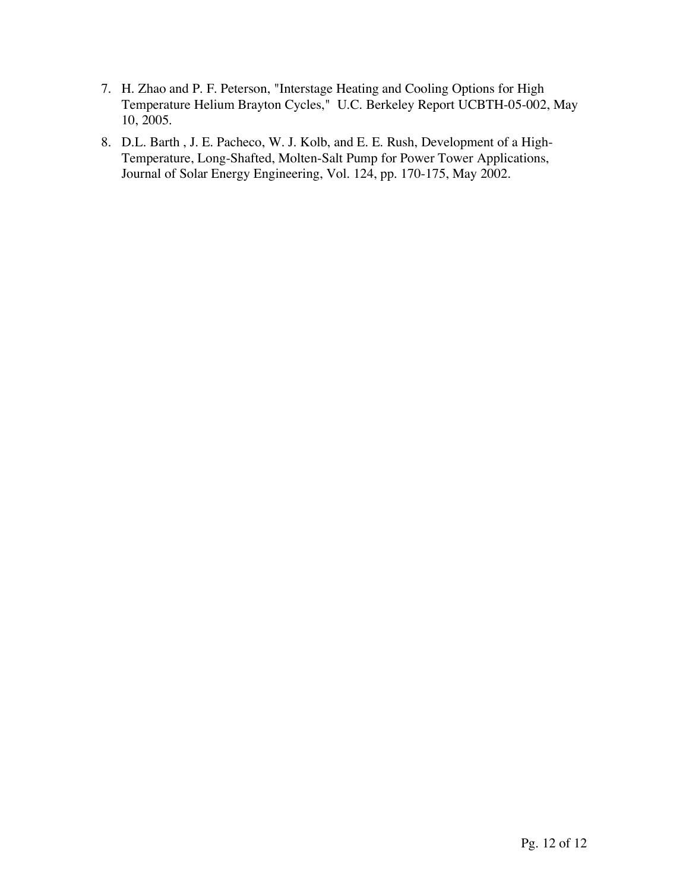7. H. Zhao and P. F. Peterson, "Interstage Heating and Cooling Options for High Temperature Helium Brayton Cycles," U.C. Berkeley Report UCBTH-05-002, May 10, 2005.

8. D.L. Barth , J. E. Pacheco, W. J. Kolb, and E. E. Rush, Development of a High-Temperature, Long-Shafted, Molten-Salt Pump for Power Tower Applications, Journal of Solar Energy Engineering, Vol. 124, pp. 170-175, May 2002.